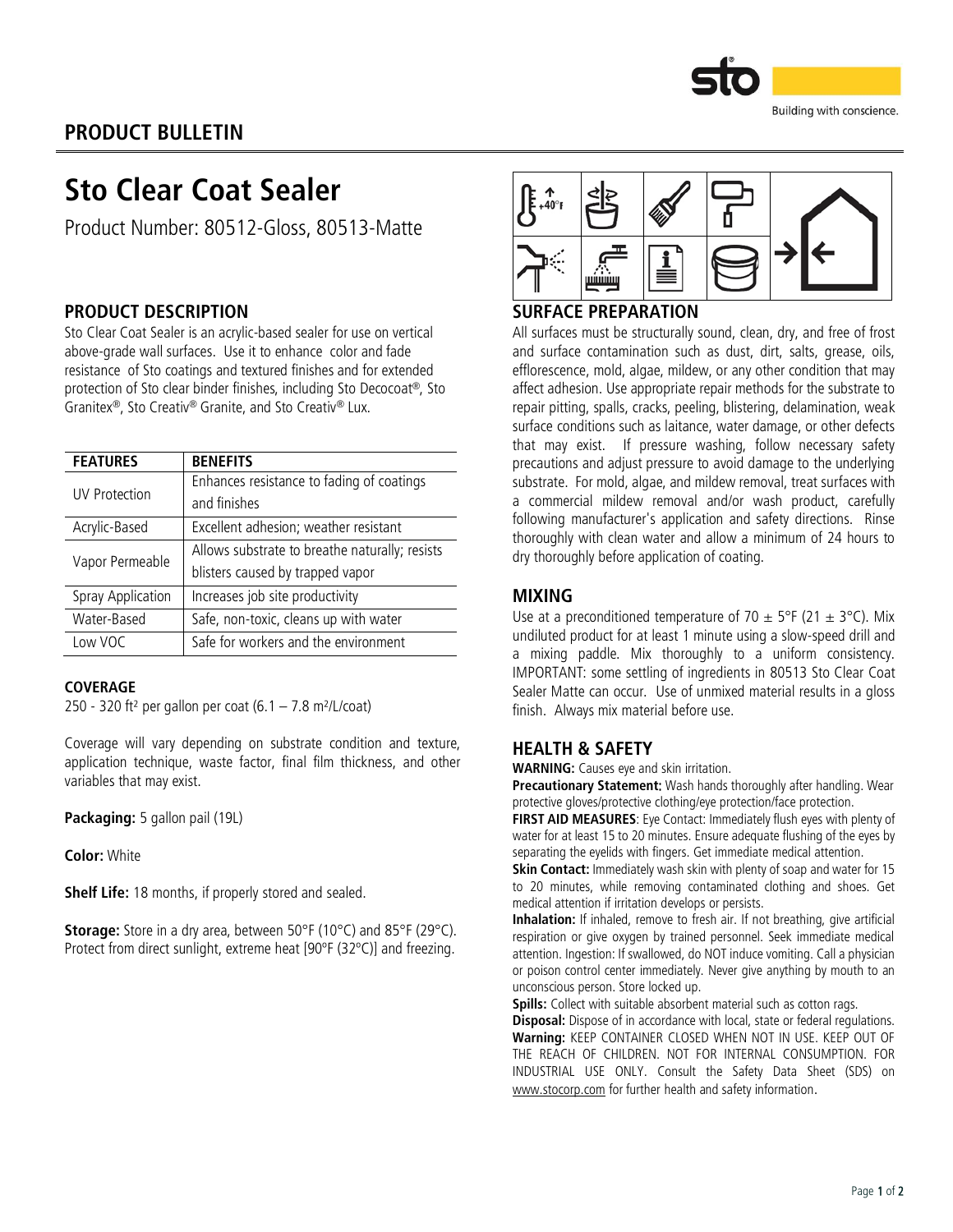## PRODUCT BULLETIN

# Sto Clear Coat Sealer

Product Number: 80512-Gloss, 80513-Matte

## PRODUCT DESCRIPTION

Sto Clear Coat Sealer is an acrylic-based sealer for use on vertical above-grade wall surfaces. Use it to enhance color and fade resistance of Sto coatings and textured finishes and for extended protection of Sto clear binder finishes, including Sto Decocoat®, Sto Granitex®, Sto Creativ® Granite, and Sto Creativ® Lux.

| FEATURES | BENEFITS |
|---|---|
| UV Protection | Enhances resistance to fading of coatings and finishes |
| Acrylic-Based | Excellent adhesion; weather resistant |
| Vapor Permeable | Allows substrate to breathe naturally; resists blisters caused by trapped vapor |
| Spray Application | Increases job site productivity |
| Water-Based | Safe, non-toxic, cleans up with water |
| Low VOC | Safe for workers and the environment |

### COVERAGE

250 - 320 ft² per gallon per coat (6.1 – 7.8 m²/L/coat)

Coverage will vary depending on substrate condition and texture, application technique, waste factor, final film thickness, and other variables that may exist.

**Packaging:** 5 gallon pail (19L)

**Color:** White

**Shelf Life:** 18 months, if properly stored and sealed.

**Storage:** Store in a dry area, between 50°F (10°C) and 85°F (29°C). Protect from direct sunlight, extreme heat [90ºF (32ºC)] and freezing.

## SURFACE PREPARATION

All surfaces must be structurally sound, clean, dry, and free of frost and surface contamination such as dust, dirt, salts, grease, oils, efflorescence, mold, algae, mildew, or any other condition that may affect adhesion. Use appropriate repair methods for the substrate to repair pitting, spalls, cracks, peeling, blistering, delamination, weak surface conditions such as laitance, water damage, or other defects that may exist. If pressure washing, follow necessary safety precautions and adjust pressure to avoid damage to the underlying substrate. For mold, algae, and mildew removal, treat surfaces with a commercial mildew removal and/or wash product, carefully following manufacturer's application and safety directions. Rinse thoroughly with clean water and allow a minimum of 24 hours to dry thoroughly before application of coating.

## MIXING

Use at a preconditioned temperature of 70 ± 5°F (21 ± 3°C). Mix undiluted product for at least 1 minute using a slow-speed drill and a mixing paddle. Mix thoroughly to a uniform consistency. IMPORTANT: some settling of ingredients in 80513 Sto Clear Coat Sealer Matte can occur. Use of unmixed material results in a gloss finish. Always mix material before use.

## HEALTH & SAFETY

**WARNING:** Causes eye and skin irritation.

**Precautionary Statement:** Wash hands thoroughly after handling. Wear protective gloves/protective clothing/eye protection/face protection.

**FIRST AID MEASURES**: Eye Contact: Immediately flush eyes with plenty of water for at least 15 to 20 minutes. Ensure adequate flushing of the eyes by separating the eyelids with fingers. Get immediate medical attention.

**Skin Contact:** Immediately wash skin with plenty of soap and water for 15 to 20 minutes, while removing contaminated clothing and shoes. Get medical attention if irritation develops or persists.

**Inhalation:** If inhaled, remove to fresh air. If not breathing, give artificial respiration or give oxygen by trained personnel. Seek immediate medical attention. Ingestion: If swallowed, do NOT induce vomiting. Call a physician or poison control center immediately. Never give anything by mouth to an unconscious person. Store locked up.

**Spills:** Collect with suitable absorbent material such as cotton rags.

**Disposal:** Dispose of in accordance with local, state or federal regulations.

**Warning:** KEEP CONTAINER CLOSED WHEN NOT IN USE. KEEP OUT OF THE REACH OF CHILDREN. NOT FOR INTERNAL CONSUMPTION. FOR INDUSTRIAL USE ONLY. Consult the Safety Data Sheet (SDS) on www.stocorp.com for further health and safety information.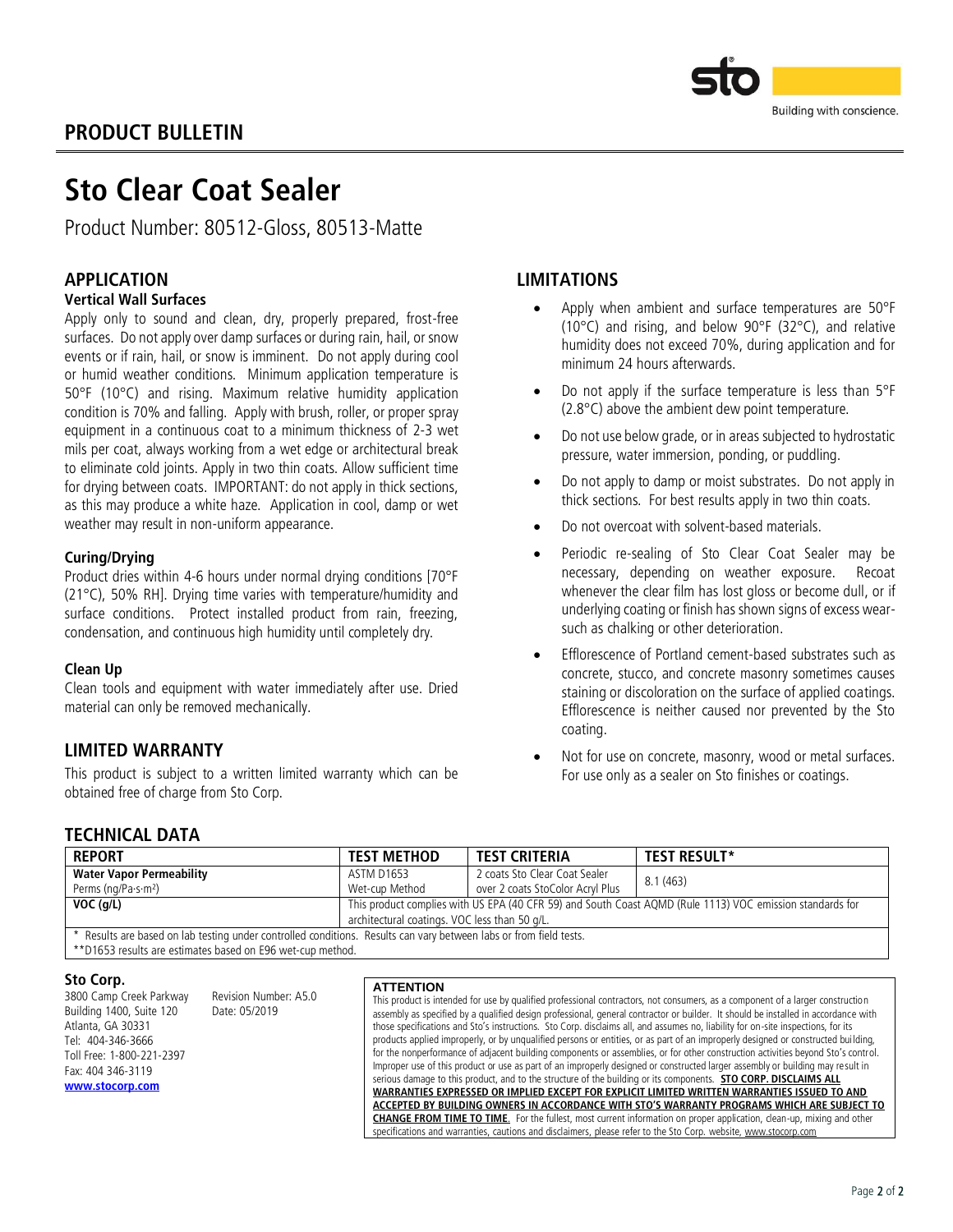## PRODUCT BULLETIN

# Sto Clear Coat Sealer

Product Number: 80512-Gloss, 80513-Matte

## APPLICATION

### Vertical Wall Surfaces

Apply only to sound and clean, dry, properly prepared, frost-free surfaces. Do not apply over damp surfaces or during rain, hail, or snow events or if rain, hail, or snow is imminent. Do not apply during cool or humid weather conditions. Minimum application temperature is 50°F (10°C) and rising. Maximum relative humidity application condition is 70% and falling. Apply with brush, roller, or proper spray equipment in a continuous coat to a minimum thickness of 2-3 wet mils per coat, always working from a wet edge or architectural break to eliminate cold joints. Apply in two thin coats. Allow sufficient time for drying between coats. IMPORTANT: do not apply in thick sections, as this may produce a white haze. Application in cool, damp or wet weather may result in non-uniform appearance.

### Curing/Drying

Product dries within 4-6 hours under normal drying conditions [70°F (21°C), 50% RH]. Drying time varies with temperature/humidity and surface conditions. Protect installed product from rain, freezing, condensation, and continuous high humidity until completely dry.

### Clean Up

Clean tools and equipment with water immediately after use. Dried material can only be removed mechanically.

## LIMITED WARRANTY

This product is subject to a written limited warranty which can be obtained free of charge from Sto Corp.

## LIMITATIONS

- Apply when ambient and surface temperatures are 50°F (10°C) and rising, and below 90°F (32°C), and relative humidity does not exceed 70%, during application and for minimum 24 hours afterwards.
- Do not apply if the surface temperature is less than 5°F (2.8°C) above the ambient dew point temperature.
- Do not use below grade, or in areas subjected to hydrostatic pressure, water immersion, ponding, or puddling.
- Do not apply to damp or moist substrates. Do not apply in thick sections. For best results apply in two thin coats.
- Do not overcoat with solvent-based materials.
- Periodic re-sealing of Sto Clear Coat Sealer may be necessary, depending on weather exposure. Recoat whenever the clear film has lost gloss or become dull, or if underlying coating or finish has shown signs of excess wear- such as chalking or other deterioration.
- Efflorescence of Portland cement-based substrates such as concrete, stucco, and concrete masonry sometimes causes staining or discoloration on the surface of applied coatings. Efflorescence is neither caused nor prevented by the Sto coating.
- Not for use on concrete, masonry, wood or metal surfaces. For use only as a sealer on Sto finishes or coatings.

## TECHNICAL DATA

| REPORT | TEST METHOD | TEST CRITERIA | TEST RESULT* |
|---|---|---|---|
| **Water Vapor Permeability** Perms (ng/Pa·s·m²) | ASTM D1653 Wet-cup Method | 2 coats Sto Clear Coat Sealer over 2 coats StoColor Acryl Plus | 8.1 (463) |
| **VOC (g/L)** | This product complies with US EPA (40 CFR 59) and South Coast AQMD (Rule 1113) VOC emission standards for architectural coatings. VOC less than 50 g/L. | | |

\* Results are based on lab testing under controlled conditions. Results can vary between labs or from field tests.
**D1653 results are estimates based on E96 wet-cup method.

**Sto Corp.**
3800 Camp Creek Parkway
Building 1400, Suite 120
Atlanta, GA 30331
Tel: 404-346-3666
Toll Free: 1-800-221-2397
Fax: 404 346-3119
www.stocorp.com

Revision Number: A5.0
Date: 05/2019

**ATTENTION**

This product is intended for use by qualified professional contractors, not consumers, as a component of a larger construction assembly as specified by a qualified design professional, general contractor or builder. It should be installed in accordance with those specifications and Sto's instructions. Sto Corp. disclaims all, and assumes no, liability for on-site inspections, for its products applied improperly, or by unqualified persons or entities, or as part of an improperly designed or constructed building, for the nonperformance of adjacent building components or assemblies, or for other construction activities beyond Sto's control. Improper use of this product or use as part of an improperly designed or constructed larger assembly or building may result in serious damage to this product, and to the structure of the building or its components. **STO CORP. DISCLAIMS ALL WARRANTIES EXPRESSED OR IMPLIED EXCEPT FOR EXPLICIT LIMITED WRITTEN WARRANTIES ISSUED TO AND ACCEPTED BY BUILDING OWNERS IN ACCORDANCE WITH STO'S WARRANTY PROGRAMS WHICH ARE SUBJECT TO CHANGE FROM TIME TO TIME.** For the fullest, most current information on proper application, clean-up, mixing and other specifications and warranties, cautions and disclaimers, please refer to the Sto Corp. website, www.stocorp.com